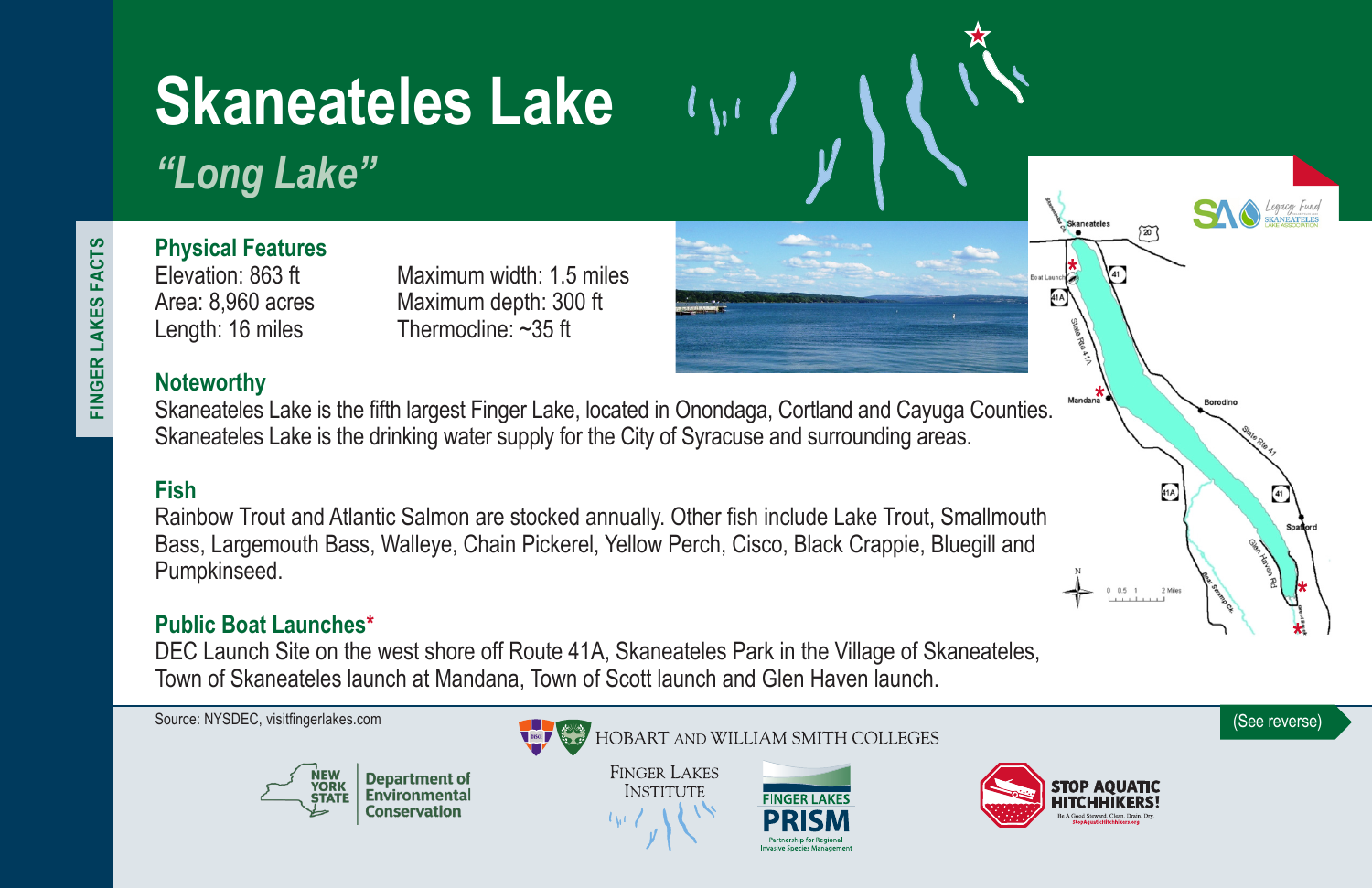# Skaneateles Lake

## *"Long Lake"*

FINGER LAKES FACTS

### Physical Features

Elevation: 863 ft
Area: 8,960 acres
Length: 16 miles

Maximum width: 1.5 miles
Maximum depth: 300 ft
Thermocline: ~35 ft

### Noteworthy

Skaneateles Lake is the fifth largest Finger Lake, located in Onondaga, Cortland and Cayuga Counties. Skaneateles Lake is the drinking water supply for the City of Syracuse and surrounding areas.

### Fish

Rainbow Trout and Atlantic Salmon are stocked annually. Other fish include Lake Trout, Smallmouth Bass, Largemouth Bass, Walleye, Chain Pickerel, Yellow Perch, Cisco, Black Crappie, Bluegill and Pumpkinseed.

### Public Boat Launches*

DEC Launch Site on the west shore off Route 41A, Skaneateles Park in the Village of Skaneateles, Town of Skaneateles launch at Mandana, Town of Scott launch and Glen Haven launch.

Source: NYSDEC, visitfingerlakes.com

(See reverse)

NEW YORK STATE Department of Environmental Conservation

HOBART AND WILLIAM SMITH COLLEGES

FINGER LAKES INSTITUTE

FINGER LAKES PRISM Partnership for Regional Invasive Species Management

STOP AQUATIC HITCHHIKERS! Be A Good Steward. Clean. Drain. Dry. StopAquaticHitchhikers.org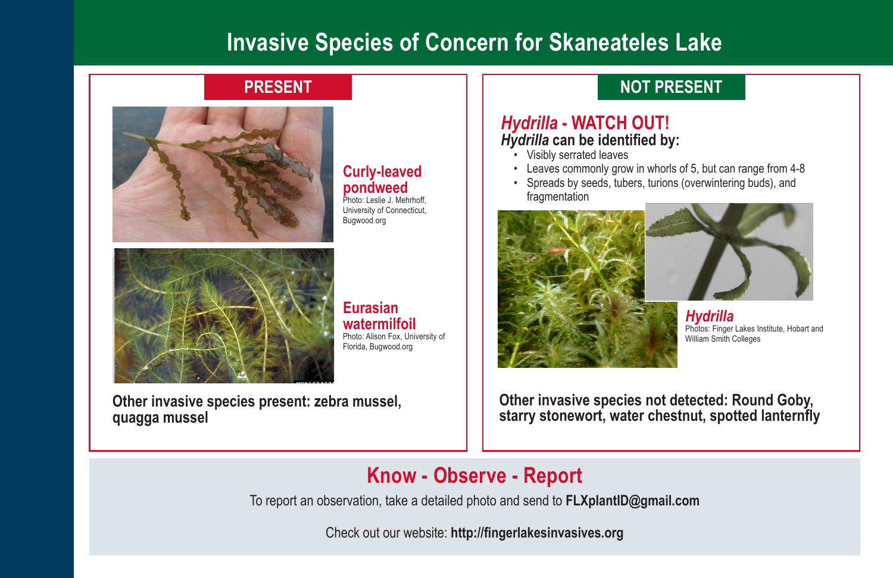# Invasive Species of Concern for Skaneateles Lake

## PRESENT

**Curly-leaved pondweed**
Photo: Leslie J. Mehrhoff, University of Connecticut, Bugwood.org

**Eurasian watermilfoil**
Photo: Alison Fox, University of Florida, Bugwood.org

**Other invasive species present: zebra mussel, quagga mussel**

## NOT PRESENT

### *Hydrilla* - WATCH OUT!

***Hydrilla* can be identified by:**

- Visibly serrated leaves
- Leaves commonly grow in whorls of 5, but can range from 4-8
- Spreads by seeds, tubers, turions (overwintering buds), and fragmentation

***Hydrilla***
Photos: Finger Lakes Institute, Hobart and William Smith Colleges

**Other invasive species not detected: Round Goby, starry stonewort, water chestnut, spotted lanternfly**

## Know - Observe - Report

To report an observation, take a detailed photo and send to **FLXplantID@gmail.com**

Check out our website: **http://fingerlakesinvasives.org**